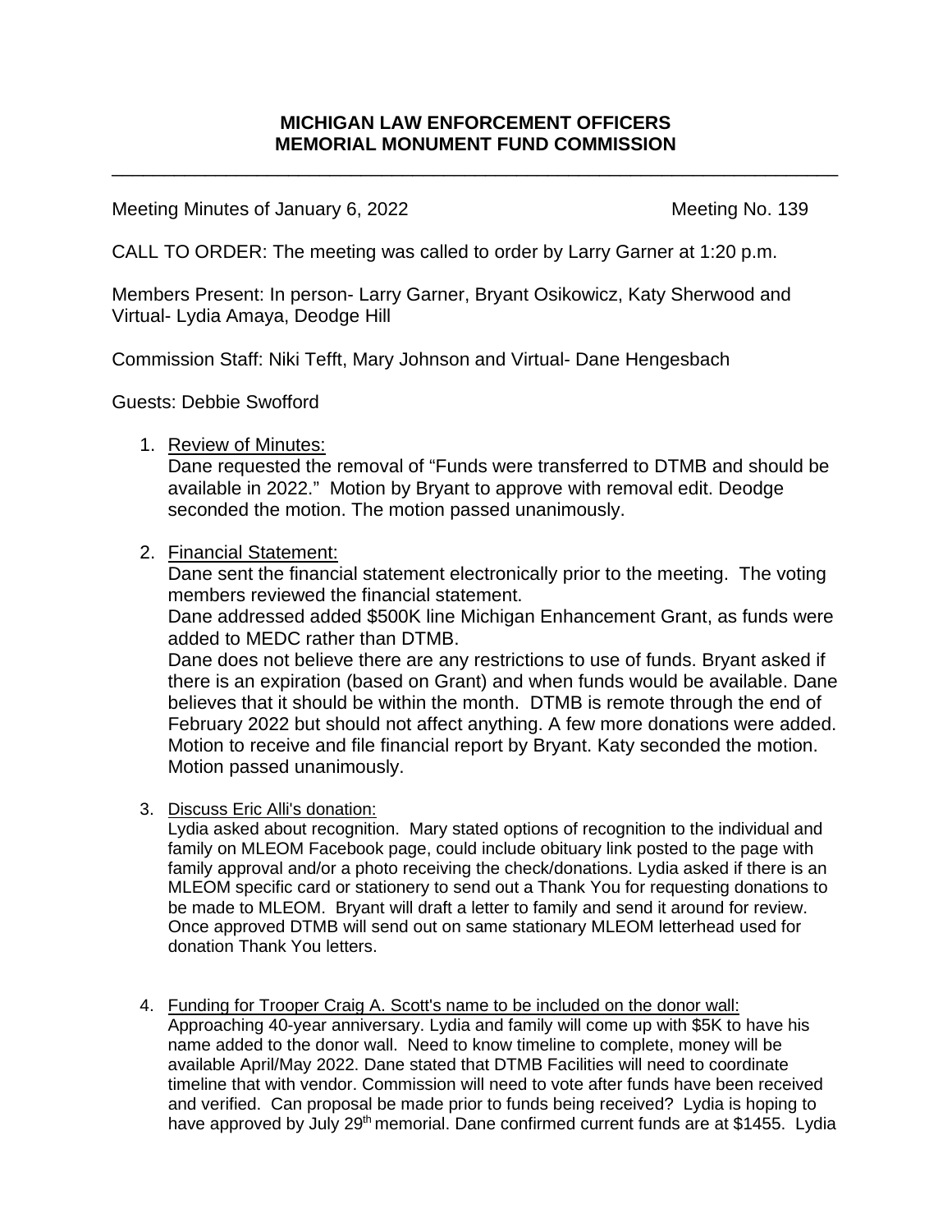**MICHIGAN LAW ENFORCEMENT OFFICERS**
**MEMORIAL MONUMENT FUND COMMISSION**

---

Meeting Minutes of January 6, 2022 Meeting No. 139

CALL TO ORDER: The meeting was called to order by Larry Garner at 1:20 p.m.

Members Present: In person- Larry Garner, Bryant Osikowicz, Katy Sherwood and Virtual- Lydia Amaya, Deodge Hill

Commission Staff: Niki Tefft, Mary Johnson and Virtual- Dane Hengesbach

Guests: Debbie Swofford

1. Review of Minutes:
   Dane requested the removal of "Funds were transferred to DTMB and should be available in 2022." Motion by Bryant to approve with removal edit. Deodge seconded the motion. The motion passed unanimously.

2. Financial Statement:
   Dane sent the financial statement electronically prior to the meeting. The voting members reviewed the financial statement.
   Dane addressed added $500K line Michigan Enhancement Grant, as funds were added to MEDC rather than DTMB.
   Dane does not believe there are any restrictions to use of funds. Bryant asked if there is an expiration (based on Grant) and when funds would be available. Dane believes that it should be within the month. DTMB is remote through the end of February 2022 but should not affect anything. A few more donations were added. Motion to receive and file financial report by Bryant. Katy seconded the motion. Motion passed unanimously.

3. Discuss Eric Alli's donation:
   Lydia asked about recognition. Mary stated options of recognition to the individual and family on MLEOM Facebook page, could include obituary link posted to the page with family approval and/or a photo receiving the check/donations. Lydia asked if there is an MLEOM specific card or stationery to send out a Thank You for requesting donations to be made to MLEOM. Bryant will draft a letter to family and send it around for review. Once approved DTMB will send out on same stationary MLEOM letterhead used for donation Thank You letters.

4. Funding for Trooper Craig A. Scott's name to be included on the donor wall:
   Approaching 40-year anniversary. Lydia and family will come up with $5K to have his name added to the donor wall. Need to know timeline to complete, money will be available April/May 2022. Dane stated that DTMB Facilities will need to coordinate timeline that with vendor. Commission will need to vote after funds have been received and verified. Can proposal be made prior to funds being received? Lydia is hoping to have approved by July 29th memorial. Dane confirmed current funds are at $1455. Lydia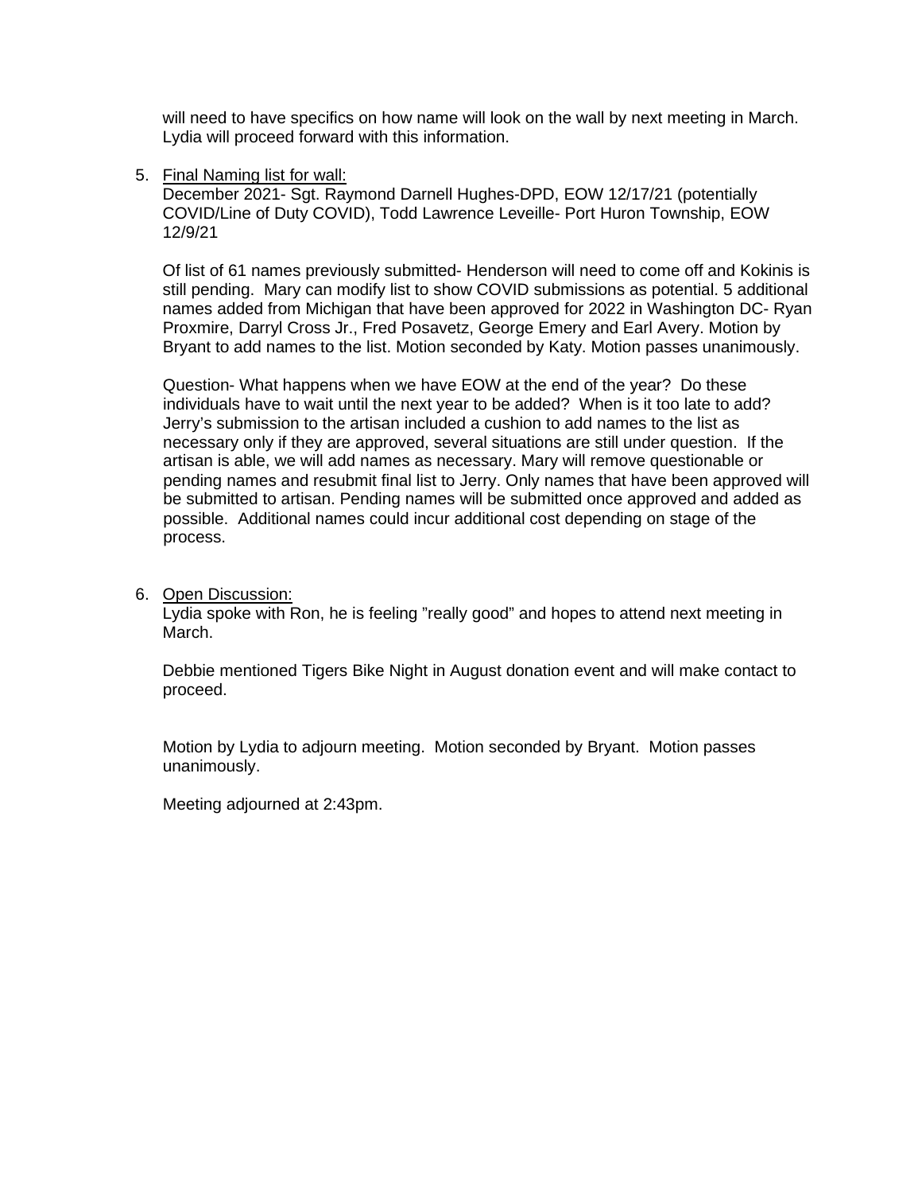will need to have specifics on how name will look on the wall by next meeting in March. Lydia will proceed forward with this information.

5. <u>Final Naming list for wall:</u>
   December 2021- Sgt. Raymond Darnell Hughes-DPD, EOW 12/17/21 (potentially COVID/Line of Duty COVID), Todd Lawrence Leveille- Port Huron Township, EOW 12/9/21

   Of list of 61 names previously submitted- Henderson will need to come off and Kokinis is still pending. Mary can modify list to show COVID submissions as potential. 5 additional names added from Michigan that have been approved for 2022 in Washington DC- Ryan Proxmire, Darryl Cross Jr., Fred Posavetz, George Emery and Earl Avery. Motion by Bryant to add names to the list. Motion seconded by Katy. Motion passes unanimously.

   Question- What happens when we have EOW at the end of the year? Do these individuals have to wait until the next year to be added? When is it too late to add? Jerry's submission to the artisan included a cushion to add names to the list as necessary only if they are approved, several situations are still under question. If the artisan is able, we will add names as necessary. Mary will remove questionable or pending names and resubmit final list to Jerry. Only names that have been approved will be submitted to artisan. Pending names will be submitted once approved and added as possible. Additional names could incur additional cost depending on stage of the process.

6. <u>Open Discussion:</u>
   Lydia spoke with Ron, he is feeling "really good" and hopes to attend next meeting in March.

   Debbie mentioned Tigers Bike Night in August donation event and will make contact to proceed.

Motion by Lydia to adjourn meeting. Motion seconded by Bryant. Motion passes unanimously.

Meeting adjourned at 2:43pm.